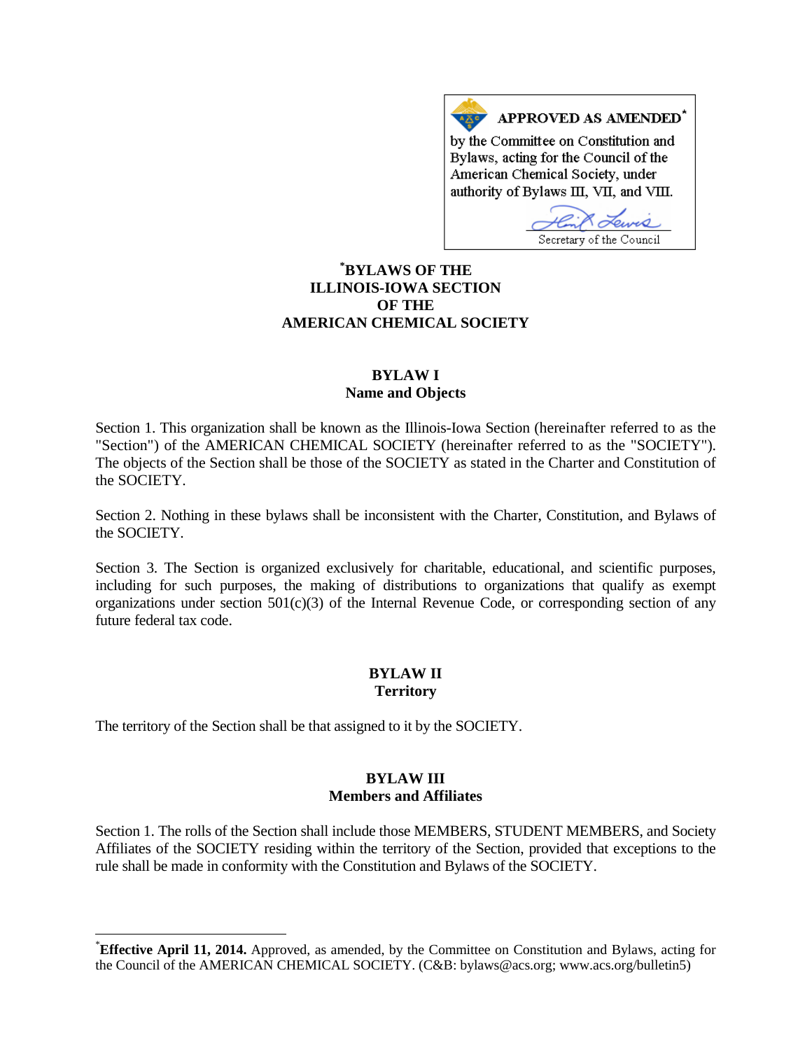**APPROVED AS AMENDED***

by the Committee on Constitution and Bylaws, acting for the Council of the American Chemical Society, under authority of Bylaws III, VII, and VIII.

Secretary of the Council

# *BYLAWS OF THE ILLINOIS-IOWA SECTION OF THE AMERICAN CHEMICAL SOCIETY

## BYLAW I
## Name and Objects

Section 1. This organization shall be known as the Illinois-Iowa Section (hereinafter referred to as the "Section") of the AMERICAN CHEMICAL SOCIETY (hereinafter referred to as the "SOCIETY"). The objects of the Section shall be those of the SOCIETY as stated in the Charter and Constitution of the SOCIETY.

Section 2. Nothing in these bylaws shall be inconsistent with the Charter, Constitution, and Bylaws of the SOCIETY.

Section 3. The Section is organized exclusively for charitable, educational, and scientific purposes, including for such purposes, the making of distributions to organizations that qualify as exempt organizations under section 501(c)(3) of the Internal Revenue Code, or corresponding section of any future federal tax code.

## BYLAW II
## Territory

The territory of the Section shall be that assigned to it by the SOCIETY.

## BYLAW III
## Members and Affiliates

Section 1. The rolls of the Section shall include those MEMBERS, STUDENT MEMBERS, and Society Affiliates of the SOCIETY residing within the territory of the Section, provided that exceptions to the rule shall be made in conformity with the Constitution and Bylaws of the SOCIETY.

---

***Effective April 11, 2014.** Approved, as amended, by the Committee on Constitution and Bylaws, acting for the Council of the AMERICAN CHEMICAL SOCIETY. (C&B: bylaws@acs.org; www.acs.org/bulletin5)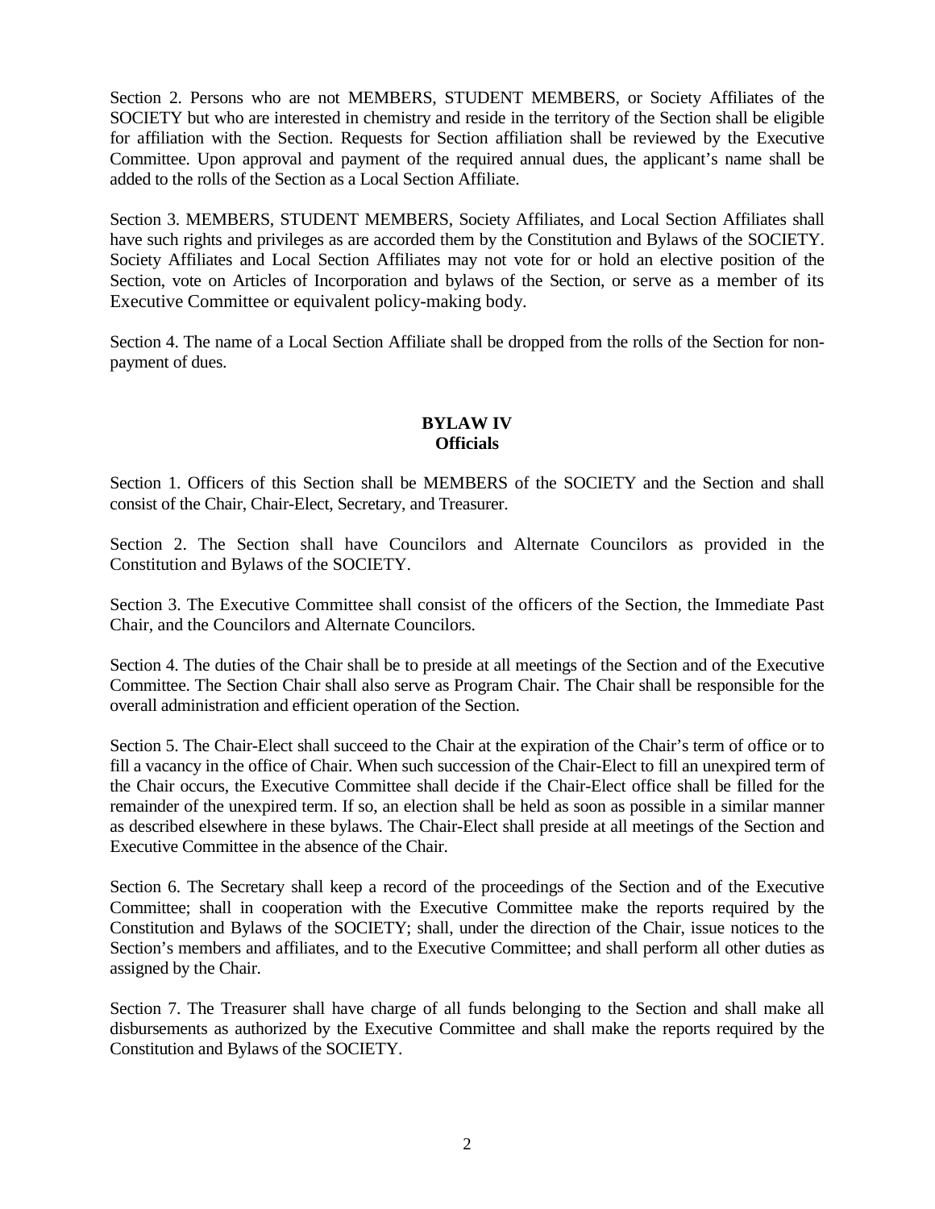Section 2. Persons who are not MEMBERS, STUDENT MEMBERS, or Society Affiliates of the SOCIETY but who are interested in chemistry and reside in the territory of the Section shall be eligible for affiliation with the Section. Requests for Section affiliation shall be reviewed by the Executive Committee. Upon approval and payment of the required annual dues, the applicant's name shall be added to the rolls of the Section as a Local Section Affiliate.

Section 3. MEMBERS, STUDENT MEMBERS, Society Affiliates, and Local Section Affiliates shall have such rights and privileges as are accorded them by the Constitution and Bylaws of the SOCIETY. Society Affiliates and Local Section Affiliates may not vote for or hold an elective position of the Section, vote on Articles of Incorporation and bylaws of the Section, or serve as a member of its Executive Committee or equivalent policy-making body.

Section 4. The name of a Local Section Affiliate shall be dropped from the rolls of the Section for non-payment of dues.

## BYLAW IV
### Officials

Section 1. Officers of this Section shall be MEMBERS of the SOCIETY and the Section and shall consist of the Chair, Chair-Elect, Secretary, and Treasurer.

Section 2. The Section shall have Councilors and Alternate Councilors as provided in the Constitution and Bylaws of the SOCIETY.

Section 3. The Executive Committee shall consist of the officers of the Section, the Immediate Past Chair, and the Councilors and Alternate Councilors.

Section 4. The duties of the Chair shall be to preside at all meetings of the Section and of the Executive Committee. The Section Chair shall also serve as Program Chair. The Chair shall be responsible for the overall administration and efficient operation of the Section.

Section 5. The Chair-Elect shall succeed to the Chair at the expiration of the Chair's term of office or to fill a vacancy in the office of Chair. When such succession of the Chair-Elect to fill an unexpired term of the Chair occurs, the Executive Committee shall decide if the Chair-Elect office shall be filled for the remainder of the unexpired term. If so, an election shall be held as soon as possible in a similar manner as described elsewhere in these bylaws. The Chair-Elect shall preside at all meetings of the Section and Executive Committee in the absence of the Chair.

Section 6. The Secretary shall keep a record of the proceedings of the Section and of the Executive Committee; shall in cooperation with the Executive Committee make the reports required by the Constitution and Bylaws of the SOCIETY; shall, under the direction of the Chair, issue notices to the Section's members and affiliates, and to the Executive Committee; and shall perform all other duties as assigned by the Chair.

Section 7. The Treasurer shall have charge of all funds belonging to the Section and shall make all disbursements as authorized by the Executive Committee and shall make the reports required by the Constitution and Bylaws of the SOCIETY.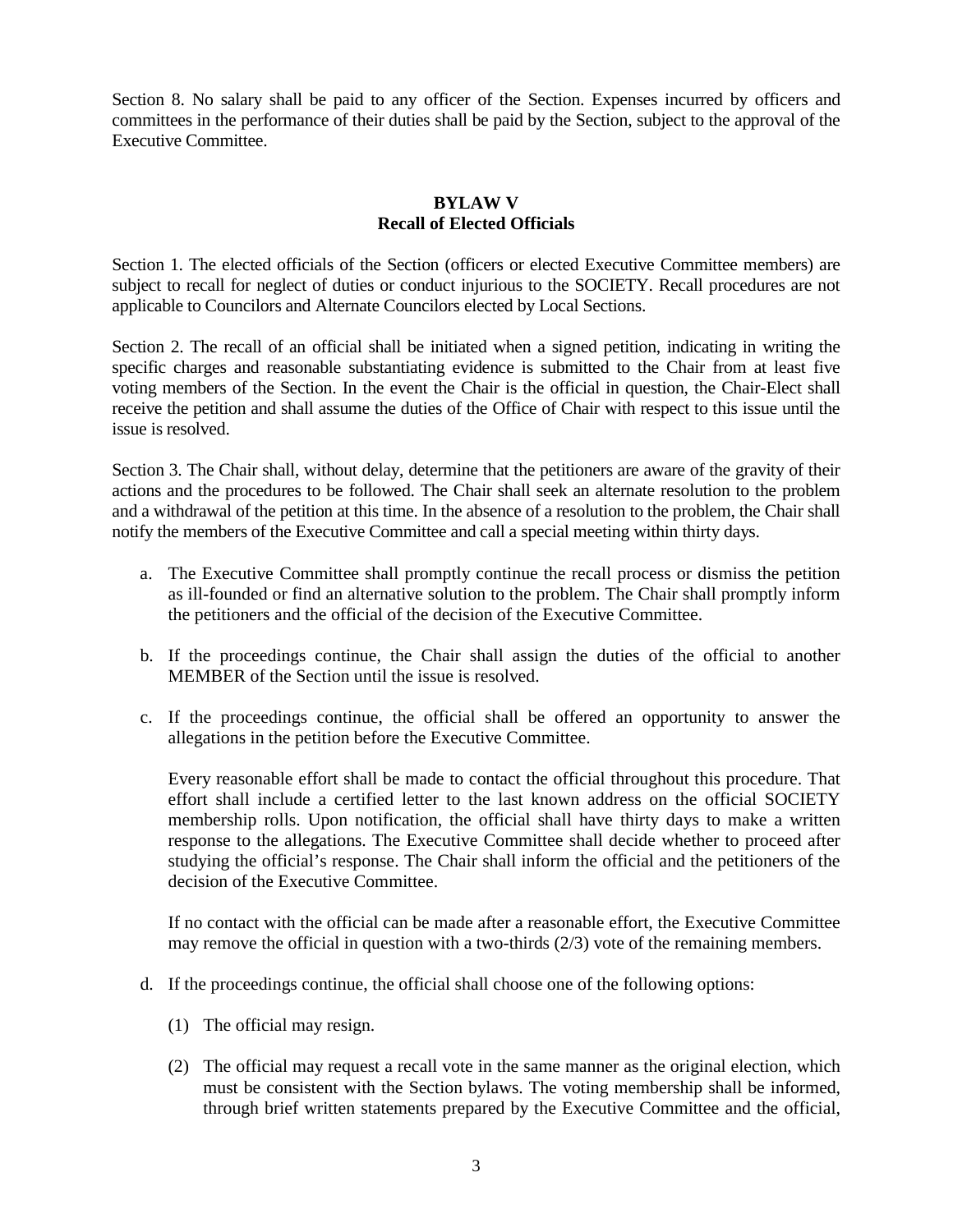Section 8. No salary shall be paid to any officer of the Section. Expenses incurred by officers and committees in the performance of their duties shall be paid by the Section, subject to the approval of the Executive Committee.

## BYLAW V
## Recall of Elected Officials

Section 1. The elected officials of the Section (officers or elected Executive Committee members) are subject to recall for neglect of duties or conduct injurious to the SOCIETY. Recall procedures are not applicable to Councilors and Alternate Councilors elected by Local Sections.

Section 2. The recall of an official shall be initiated when a signed petition, indicating in writing the specific charges and reasonable substantiating evidence is submitted to the Chair from at least five voting members of the Section. In the event the Chair is the official in question, the Chair-Elect shall receive the petition and shall assume the duties of the Office of Chair with respect to this issue until the issue is resolved.

Section 3. The Chair shall, without delay, determine that the petitioners are aware of the gravity of their actions and the procedures to be followed. The Chair shall seek an alternate resolution to the problem and a withdrawal of the petition at this time. In the absence of a resolution to the problem, the Chair shall notify the members of the Executive Committee and call a special meeting within thirty days.

a. The Executive Committee shall promptly continue the recall process or dismiss the petition as ill-founded or find an alternative solution to the problem. The Chair shall promptly inform the petitioners and the official of the decision of the Executive Committee.

b. If the proceedings continue, the Chair shall assign the duties of the official to another MEMBER of the Section until the issue is resolved.

c. If the proceedings continue, the official shall be offered an opportunity to answer the allegations in the petition before the Executive Committee.

   Every reasonable effort shall be made to contact the official throughout this procedure. That effort shall include a certified letter to the last known address on the official SOCIETY membership rolls. Upon notification, the official shall have thirty days to make a written response to the allegations. The Executive Committee shall decide whether to proceed after studying the official's response. The Chair shall inform the official and the petitioners of the decision of the Executive Committee.

   If no contact with the official can be made after a reasonable effort, the Executive Committee may remove the official in question with a two-thirds (2/3) vote of the remaining members.

d. If the proceedings continue, the official shall choose one of the following options:

   (1) The official may resign.

   (2) The official may request a recall vote in the same manner as the original election, which must be consistent with the Section bylaws. The voting membership shall be informed, through brief written statements prepared by the Executive Committee and the official,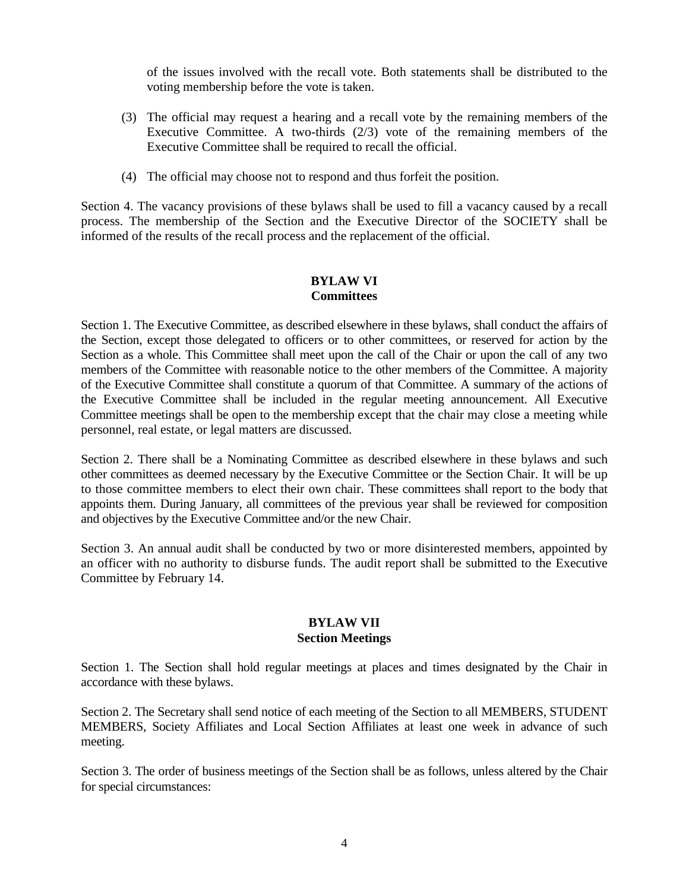of the issues involved with the recall vote. Both statements shall be distributed to the voting membership before the vote is taken.

(3) The official may request a hearing and a recall vote by the remaining members of the Executive Committee. A two-thirds (2/3) vote of the remaining members of the Executive Committee shall be required to recall the official.

(4) The official may choose not to respond and thus forfeit the position.

Section 4. The vacancy provisions of these bylaws shall be used to fill a vacancy caused by a recall process. The membership of the Section and the Executive Director of the SOCIETY shall be informed of the results of the recall process and the replacement of the official.

## BYLAW VI
## Committees

Section 1. The Executive Committee, as described elsewhere in these bylaws, shall conduct the affairs of the Section, except those delegated to officers or to other committees, or reserved for action by the Section as a whole. This Committee shall meet upon the call of the Chair or upon the call of any two members of the Committee with reasonable notice to the other members of the Committee. A majority of the Executive Committee shall constitute a quorum of that Committee. A summary of the actions of the Executive Committee shall be included in the regular meeting announcement. All Executive Committee meetings shall be open to the membership except that the chair may close a meeting while personnel, real estate, or legal matters are discussed.

Section 2. There shall be a Nominating Committee as described elsewhere in these bylaws and such other committees as deemed necessary by the Executive Committee or the Section Chair. It will be up to those committee members to elect their own chair. These committees shall report to the body that appoints them. During January, all committees of the previous year shall be reviewed for composition and objectives by the Executive Committee and/or the new Chair.

Section 3. An annual audit shall be conducted by two or more disinterested members, appointed by an officer with no authority to disburse funds. The audit report shall be submitted to the Executive Committee by February 14.

## BYLAW VII
## Section Meetings

Section 1. The Section shall hold regular meetings at places and times designated by the Chair in accordance with these bylaws.

Section 2. The Secretary shall send notice of each meeting of the Section to all MEMBERS, STUDENT MEMBERS, Society Affiliates and Local Section Affiliates at least one week in advance of such meeting.

Section 3. The order of business meetings of the Section shall be as follows, unless altered by the Chair for special circumstances: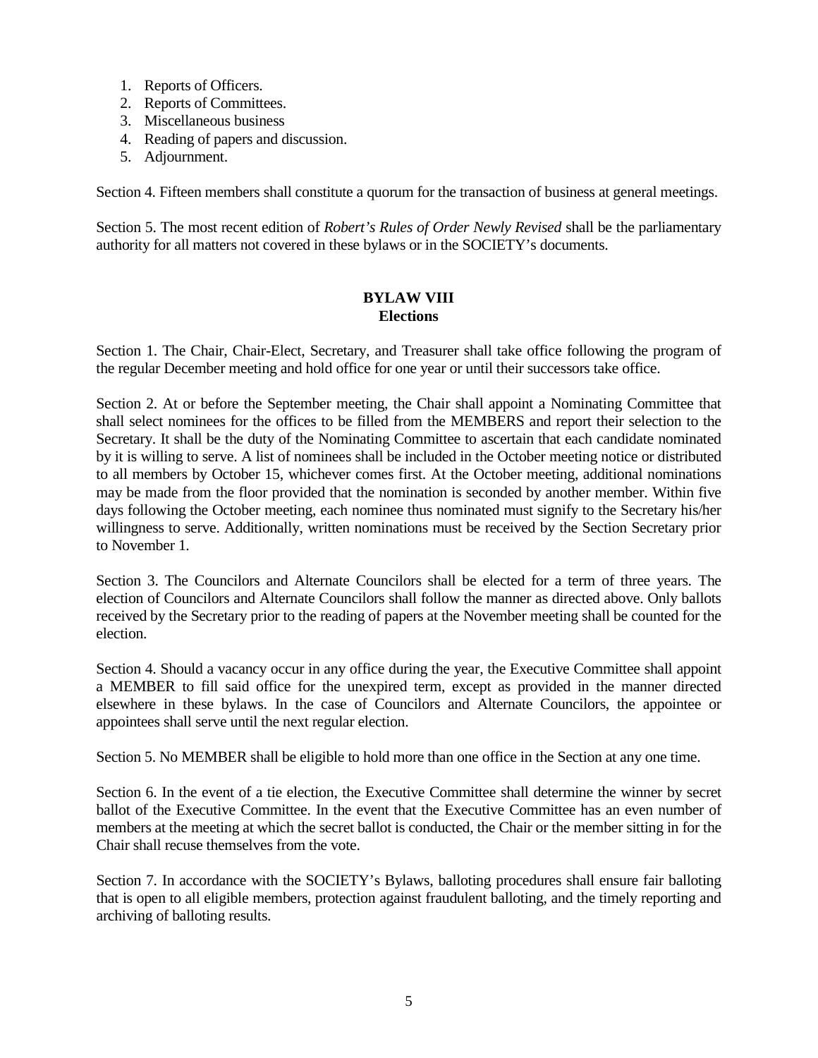1. Reports of Officers.
2. Reports of Committees.
3. Miscellaneous business
4. Reading of papers and discussion.
5. Adjournment.

Section 4. Fifteen members shall constitute a quorum for the transaction of business at general meetings.

Section 5. The most recent edition of *Robert's Rules of Order Newly Revised* shall be the parliamentary authority for all matters not covered in these bylaws or in the SOCIETY's documents.

## BYLAW VIII
## Elections

Section 1. The Chair, Chair-Elect, Secretary, and Treasurer shall take office following the program of the regular December meeting and hold office for one year or until their successors take office.

Section 2. At or before the September meeting, the Chair shall appoint a Nominating Committee that shall select nominees for the offices to be filled from the MEMBERS and report their selection to the Secretary. It shall be the duty of the Nominating Committee to ascertain that each candidate nominated by it is willing to serve. A list of nominees shall be included in the October meeting notice or distributed to all members by October 15, whichever comes first. At the October meeting, additional nominations may be made from the floor provided that the nomination is seconded by another member. Within five days following the October meeting, each nominee thus nominated must signify to the Secretary his/her willingness to serve. Additionally, written nominations must be received by the Section Secretary prior to November 1.

Section 3. The Councilors and Alternate Councilors shall be elected for a term of three years. The election of Councilors and Alternate Councilors shall follow the manner as directed above. Only ballots received by the Secretary prior to the reading of papers at the November meeting shall be counted for the election.

Section 4. Should a vacancy occur in any office during the year, the Executive Committee shall appoint a MEMBER to fill said office for the unexpired term, except as provided in the manner directed elsewhere in these bylaws. In the case of Councilors and Alternate Councilors, the appointee or appointees shall serve until the next regular election.

Section 5. No MEMBER shall be eligible to hold more than one office in the Section at any one time.

Section 6. In the event of a tie election, the Executive Committee shall determine the winner by secret ballot of the Executive Committee. In the event that the Executive Committee has an even number of members at the meeting at which the secret ballot is conducted, the Chair or the member sitting in for the Chair shall recuse themselves from the vote.

Section 7. In accordance with the SOCIETY's Bylaws, balloting procedures shall ensure fair balloting that is open to all eligible members, protection against fraudulent balloting, and the timely reporting and archiving of balloting results.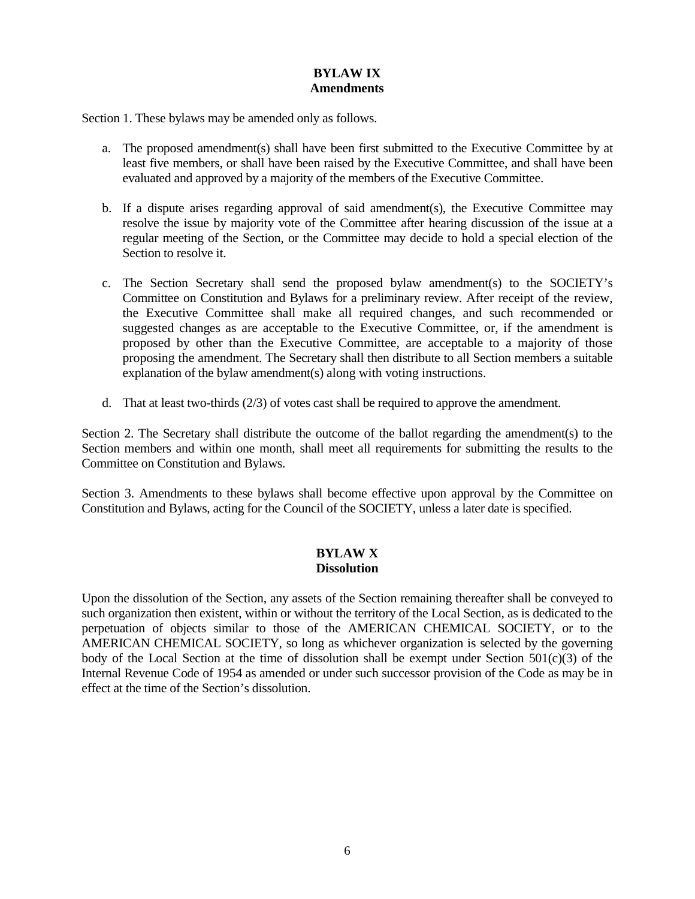## BYLAW IX
## Amendments

Section 1. These bylaws may be amended only as follows.

a. The proposed amendment(s) shall have been first submitted to the Executive Committee by at least five members, or shall have been raised by the Executive Committee, and shall have been evaluated and approved by a majority of the members of the Executive Committee.

b. If a dispute arises regarding approval of said amendment(s), the Executive Committee may resolve the issue by majority vote of the Committee after hearing discussion of the issue at a regular meeting of the Section, or the Committee may decide to hold a special election of the Section to resolve it.

c. The Section Secretary shall send the proposed bylaw amendment(s) to the SOCIETY's Committee on Constitution and Bylaws for a preliminary review. After receipt of the review, the Executive Committee shall make all required changes, and such recommended or suggested changes as are acceptable to the Executive Committee, or, if the amendment is proposed by other than the Executive Committee, are acceptable to a majority of those proposing the amendment. The Secretary shall then distribute to all Section members a suitable explanation of the bylaw amendment(s) along with voting instructions.

d. That at least two-thirds (2/3) of votes cast shall be required to approve the amendment.

Section 2. The Secretary shall distribute the outcome of the ballot regarding the amendment(s) to the Section members and within one month, shall meet all requirements for submitting the results to the Committee on Constitution and Bylaws.

Section 3. Amendments to these bylaws shall become effective upon approval by the Committee on Constitution and Bylaws, acting for the Council of the SOCIETY, unless a later date is specified.

## BYLAW X
## Dissolution

Upon the dissolution of the Section, any assets of the Section remaining thereafter shall be conveyed to such organization then existent, within or without the territory of the Local Section, as is dedicated to the perpetuation of objects similar to those of the AMERICAN CHEMICAL SOCIETY, or to the AMERICAN CHEMICAL SOCIETY, so long as whichever organization is selected by the governing body of the Local Section at the time of dissolution shall be exempt under Section 501(c)(3) of the Internal Revenue Code of 1954 as amended or under such successor provision of the Code as may be in effect at the time of the Section's dissolution.